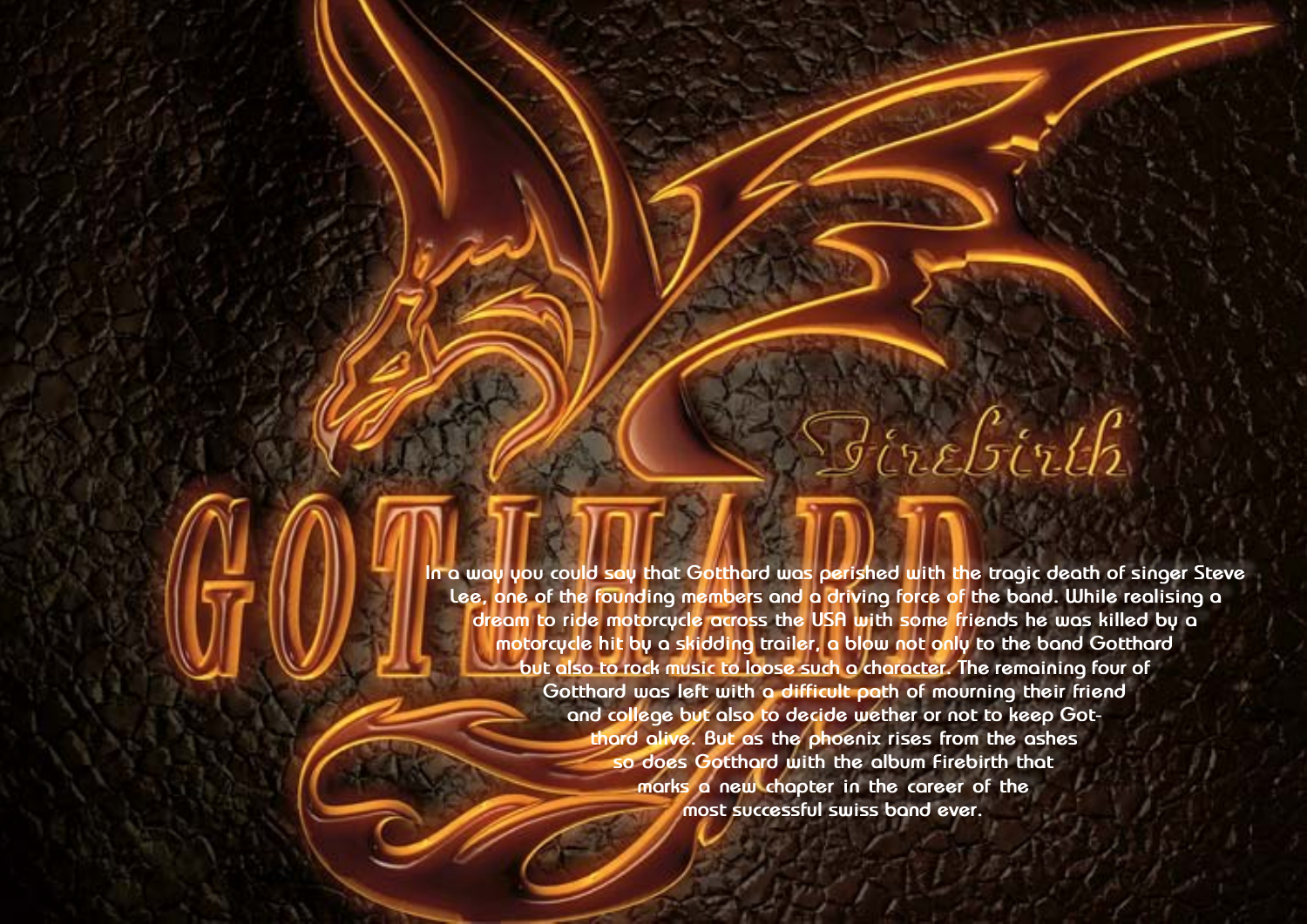# GOTTHARD

## Firebirth

In a way you could say that Gotthard was perished with the tragic death of singer Steve Lee, one of the founding members and a driving force of the band. While realising a dream to ride motorcycle across the USA with some friends he was killed by a motorcycle hit by a skidding trailer, a blow not only to the band Gotthard but also to rock music to loose such a character. The remaining four of Gotthard was left with a difficult path of mourning their friend and college but also to decide wether or not to keep Gotthard alive. But as the phoenix rises from the ashes so does Gotthard with the album Firebirth that marks a new chapter in the career of the most successful swiss band ever.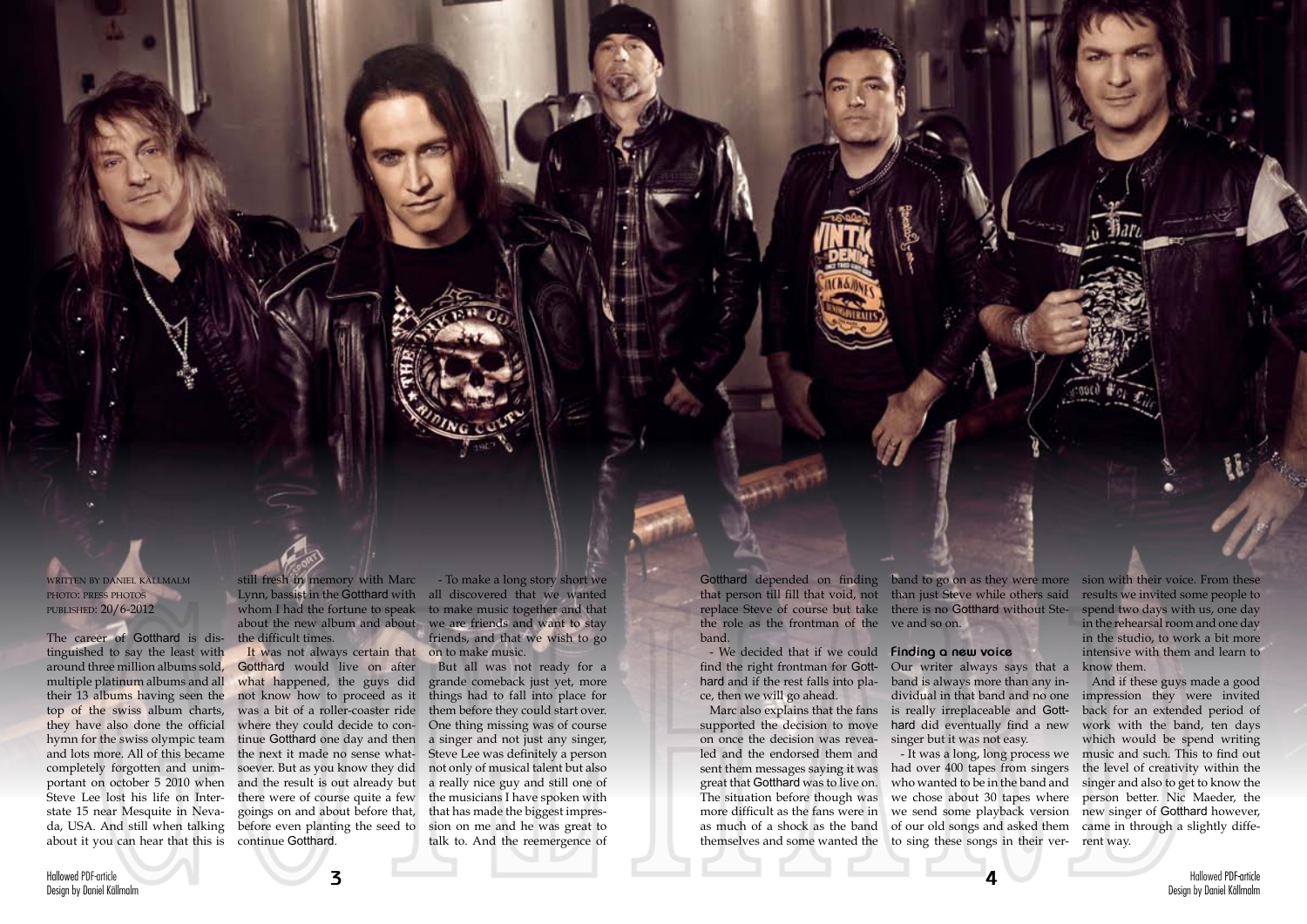WRITTEN BY DANIEL KÄLLMALM
PHOTO: PRESS PHOTOS
PUBLISHED: 20/6-2012

The career of Gotthard is distinguished to say the least with around three million albums sold, multiple platinum albums and all their 13 albums having seen the top of the swiss album charts, they have also done the official hymn for the swiss olympic team and lots more. All of this became completely forgotten and unimportant on october 5 2010 when Steve Lee lost his life on Interstate 15 near Mesquite in Nevada, USA. And still when talking about it you can hear that this is still fresh in memory with Marc Lynn, bassist in the Gotthard with whom I had the fortune to speak about the new album and about the difficult times.

It was not always certain that Gotthard would live on after what happened, the guys did not know how to proceed as it was a bit of a roller-coaster ride where they could decide to continue Gotthard one day and then the next it made no sense whatsoever. But as you know they did and the result is out already but there were of course quite a few goings on and about before that, before even planting the seed to continue Gotthard.

- To make a long story short we all discovered that we wanted to make music together and that we are friends and want to stay friends, and that we wish to go on to make music.

But all was not ready for a grande comeback just yet, more things had to fall into place for them before they could start over. One thing missing was of course a singer and not just any singer, Steve Lee was definitely a person not only of musical talent but also a really nice guy and still one of the musicians I have spoken with that has made the biggest impression on me and he was great to talk to. And the reemergence of Gotthard depended on finding that person till fill that void, not replace Steve of course but take the role as the frontman of the band.

- We decided that if we could find the right frontman for Gotthard and if the rest falls into place, then we will go ahead.

Marc also explains that the fans supported the decision to move on once the decision was revealed and the endorsed them and sent them messages saying it was great that Gotthard was to live on. The situation before though was more difficult as the fans were in as much of a shock as the band themselves and some wanted the band to go on as they were more than just Steve while others said there is no Gotthard without Steve and so on.

## Finding a new voice

Our writer always says that a band is always more than any individual in that band and no one is really irreplaceable and Gotthard did eventually find a new singer but it was not easy.

- It was a long, long process we had over 400 tapes from singers who wanted to be in the band and we chose about 30 tapes where we send some playback version of our old songs and asked them to sing these songs in their version with their voice. From these results we invited some people to spend two days with us, one day in the rehearsal room and one day in the studio, to work a bit more intensive with them and learn to know them.

And if these guys made a good impression they were invited back for an extended period of work with the band, ten days which would be spend writing music and such. This to find out the level of creativity within the singer and also to get to know the person better. Nic Maeder, the new singer of Gotthard however, came in through a slightly different way.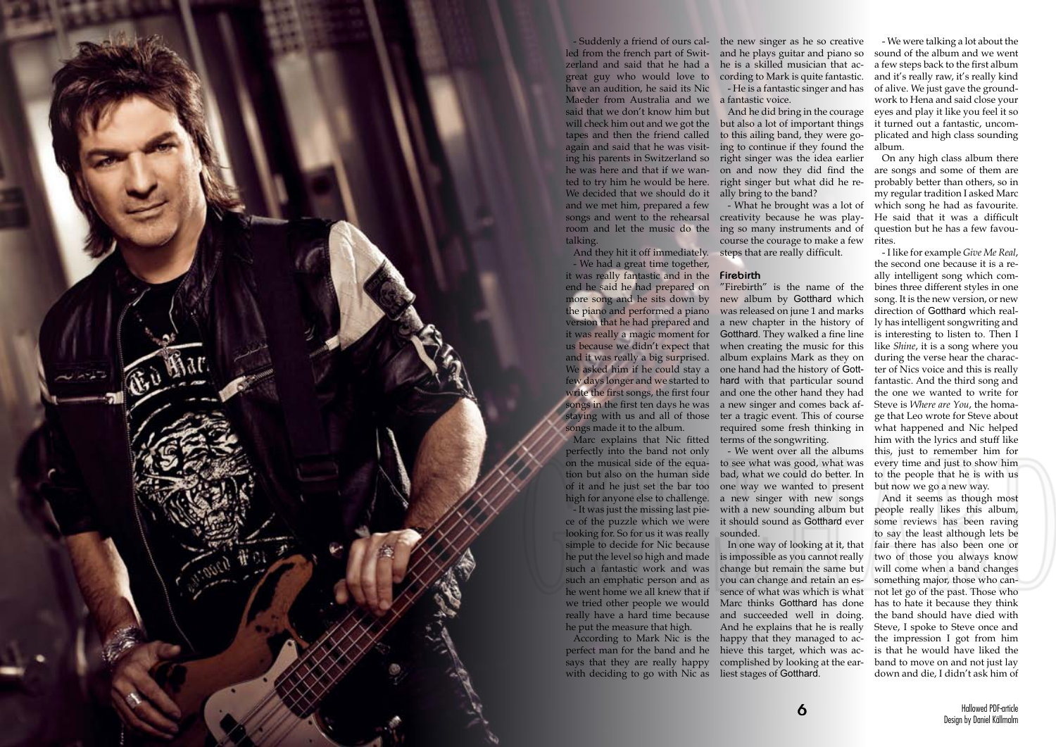- Suddenly a friend of ours called from the french part of Switzerland and said that he had a great guy who would love to have an audition, he said its Nic Maeder from Australia and we said that we don't know him but will check him out and we got the tapes and then the friend called again and said that he was visiting his parents in Switzerland so he was here and that if we wanted to try him he would be here. We decided that we should do it and we met him, prepared a few songs and went to the rehearsal room and let the music do the talking.

And they hit it off immediately.

- We had a great time together, it was really fantastic and in the end he said he had prepared on more song and he sits down by the piano and performed a piano version that he had prepared and it was really a magic moment for us because we didn't expect that and it was really a big surprised. We asked him if he could stay a few days longer and we started to write the first songs, the first four songs in the first ten days he was staying with us and all of those songs made it to the album.

Marc explains that Nic fitted perfectly into the band not only on the musical side of the equation but also on the human side of it and he just set the bar too high for anyone else to challenge.

- It was just the missing last piece of the puzzle which we were looking for. So for us it was really simple to decide for Nic because he put the level so high and made such a fantastic work and was such an emphatic person and as he went home we all knew that if we tried other people we would really have a hard time because he put the measure that high.

According to Mark Nic is the perfect man for the band and he says that they are really happy with deciding to go with Nic as the new singer as he so creative and he plays guitar and piano so he is a skilled musician that according to Mark is quite fantastic.

- He is a fantastic singer and has a fantastic voice.

And he did bring in the courage but also a lot of important things to this ailing band, they were going to continue if they found the right singer was the idea earlier on and now they did find the right singer but what did he really bring to the band?

- What he brought was a lot of creativity because he was playing so many instruments and of course the courage to make a few steps that are really difficult.

## Firebirth

"Firebirth" is the name of the new album by Gotthard which was released on june 1 and marks a new chapter in the history of Gotthard. They walked a fine line when creating the music for this album explains Mark as they on one hand had the history of Gotthard with that particular sound and one the other hand they had a new singer and comes back after a tragic event. This of course required some fresh thinking in terms of the songwriting.

- We went over all the albums to see what was good, what was bad, what we could do better. In one way we wanted to present a new singer with new songs with a new sounding album but it should sound as Gotthard ever sounded.

In one way of looking at it, that is impossible as you cannot really change but remain the same but you can change and retain an essence of what was which is what Marc thinks Gotthard has done and succeeded well in doing. And he explains that he is really happy that they managed to achieve this target, which was accomplished by looking at the earliest stages of Gotthard.

- We were talking a lot about the sound of the album and we went a few steps back to the first album and it's really raw, it's really kind of alive. We just gave the groundwork to Hena and said close your eyes and play it like you feel it so it turned out a fantastic, uncomplicated and high class sounding album.

On any high class album there are songs and some of them are probably better than others, so in my regular tradition I asked Marc which song he had as favourite. He said that it was a difficult question but he has a few favourites.

- I like for example *Give Me Real*, the second one because it is a really intelligent song which combines three different styles in one song. It is the new version, or new direction of Gotthard which really has intelligent songwriting and is interesting to listen to. Then I like *Shine*, it is a song where you during the verse hear the character of Nics voice and this is really fantastic. And the third song and the one we wanted to write for Steve is *Where are You*, the homage that Leo wrote for Steve about what happened and Nic helped him with the lyrics and stuff like this, just to remember him for every time and just to show him to the people that he is with us but now we go a new way.

And it seems as though most people really likes this album, some reviews has been raving to say the least although lets be fair there has also been one or two of those you always know will come when a band changes something major, those who cannot let go of the past. Those who has to hate it because they think the band should have died with Steve, I spoke to Steve once and the impression I got from him is that he would have liked the band to move on and not just lay down and die, I didn't ask him of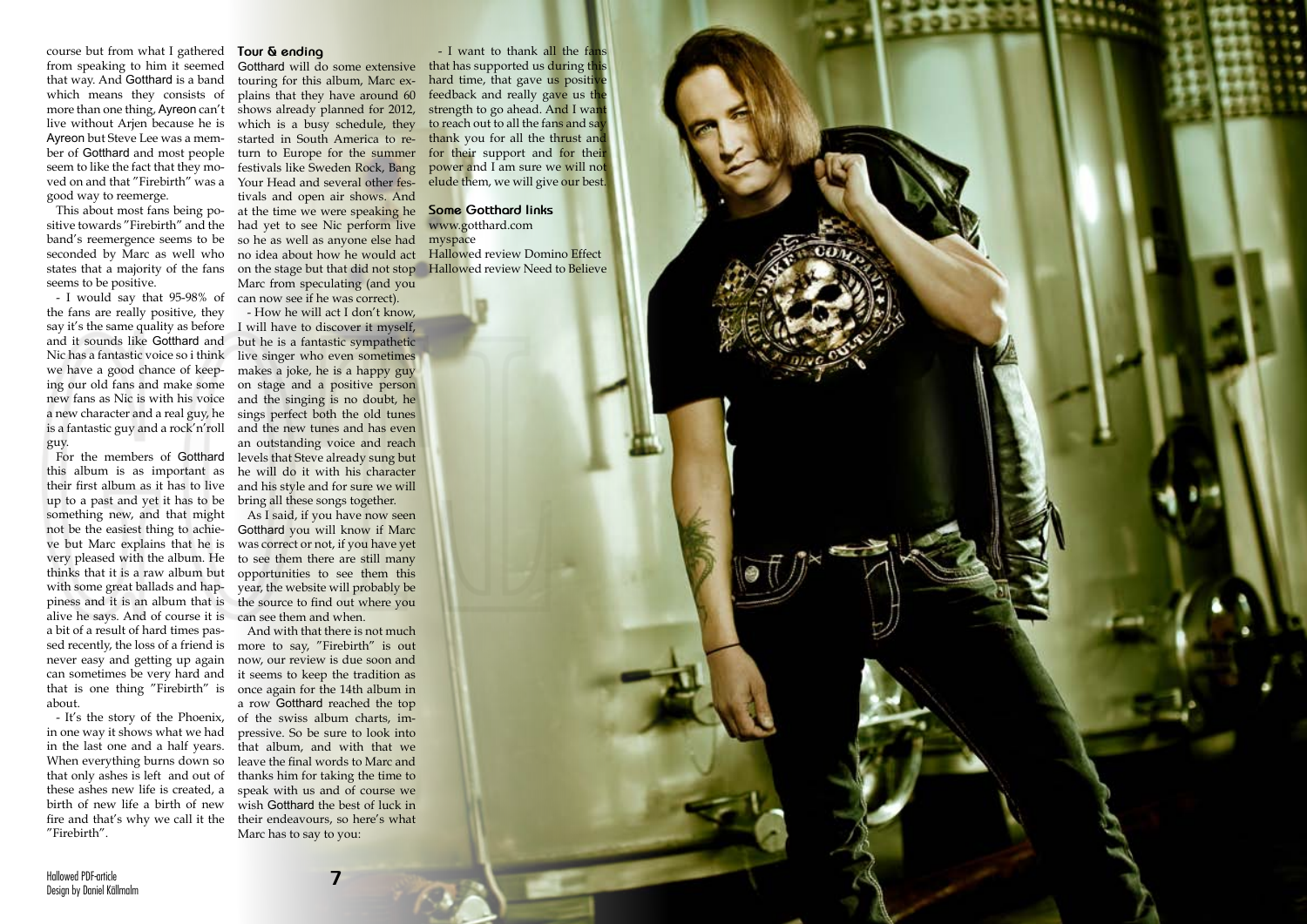course but from what I gathered from speaking to him it seemed that way. And Gotthard is a band which means they consists of more than one thing, Ayreon can't live without Arjen because he is Ayreon but Steve Lee was a member of Gotthard and most people seem to like the fact that they moved on and that "Firebirth" was a good way to reemerge.

This about most fans being positive towards "Firebirth" and the band's reemergence seems to be seconded by Marc as well who states that a majority of the fans seems to be positive.

- I would say that 95-98% of the fans are really positive, they say it's the same quality as before and it sounds like Gotthard and Nic has a fantastic voice so i think we have a good chance of keeping our old fans and make some new fans as Nic is with his voice a new character and a real guy, he is a fantastic guy and a rock'n'roll guy.

For the members of Gotthard this album is as important as their first album as it has to live up to a past and yet it has to be something new, and that might not be the easiest thing to achieve but Marc explains that he is very pleased with the album. He thinks that it is a raw album but with some great ballads and happiness and it is an album that is alive he says. And of course it is a bit of a result of hard times passed recently, the loss of a friend is never easy and getting up again can sometimes be very hard and that is one thing "Firebirth" is about.

- It's the story of the Phoenix, in one way it shows what we had in the last one and a half years. When everything burns down so that only ashes is left and out of these ashes new life is created, a birth of new life a birth of new fire and that's why we call it the "Firebirth".

## Tour & ending

Gotthard will do some extensive touring for this album, Marc explains that they have around 60 shows already planned for 2012, which is a busy schedule, they started in South America to return to Europe for the summer festivals like Sweden Rock, Bang Your Head and several other festivals and open air shows. And at the time we were speaking he had yet to see Nic perform live so he as well as anyone else had no idea about how he would act on the stage but that did not stop Marc from speculating (and you can now see if he was correct).

- How he will act I don't know, I will have to discover it myself, but he is a fantastic sympathetic live singer who even sometimes makes a joke, he is a happy guy on stage and a positive person and the singing is no doubt, he sings perfect both the old tunes and the new tunes and has even an outstanding voice and reach levels that Steve already sung but he will do it with his character and his style and for sure we will bring all these songs together.

As I said, if you have now seen Gotthard you will know if Marc was correct or not, if you have yet to see them there are still many opportunities to see them this year, the website will probably be the source to find out where you can see them and when.

And with that there is not much more to say, "Firebirth" is out now, our review is due soon and it seems to keep the tradition as once again for the 14th album in a row Gotthard reached the top of the swiss album charts, impressive. So be sure to look into that album, and with that we leave the final words to Marc and thanks him for taking the time to speak with us and of course we wish Gotthard the best of luck in their endeavours, so here's what Marc has to say to you:

- I want to thank all the fans that has supported us during this hard time, that gave us positive feedback and really gave us the strength to go ahead. And I want to reach out to all the fans and say thank you for all the thrust and for their support and for their power and I am sure we will not elude them, we will give our best.

## Some Gotthard links

www.gotthard.com
myspace
Hallowed review Domino Effect
Hallowed review Need to Believe